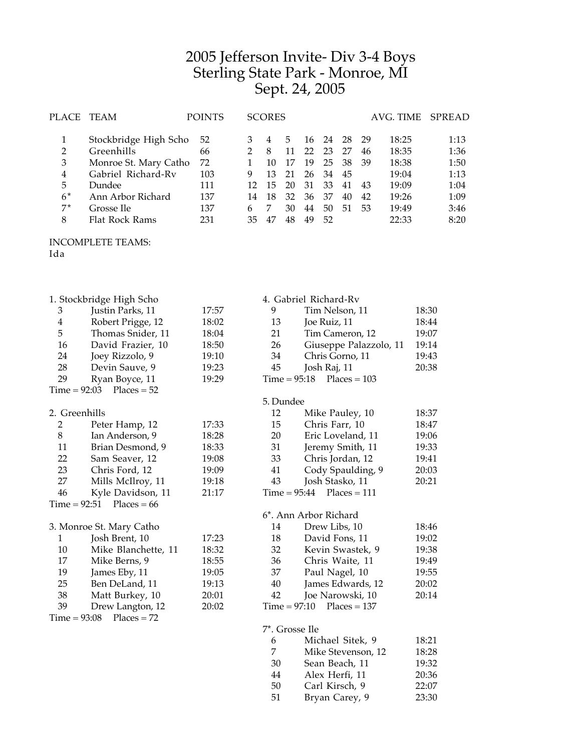# 2005 Jefferson Invite- Div 3-4 Boys
## Sterling State Park - Monroe, MI
## Sept. 24, 2005

| PLACE | TEAM | POINTS | SCORES | | | | | | | AVG. TIME | SPREAD |
|---|---|---|---|---|---|---|---|---|---|---|---|
| 1 | Stockbridge High Scho | 52 | 3 | 4 | 5 | 16 | 24 | 28 | 29 | 18:25 | 1:13 |
| 2 | Greenhills | 66 | 2 | 8 | 11 | 22 | 23 | 27 | 46 | 18:35 | 1:36 |
| 3 | Monroe St. Mary Catho | 72 | 1 | 10 | 17 | 19 | 25 | 38 | 39 | 18:38 | 1:50 |
| 4 | Gabriel Richard-Rv | 103 | 9 | 13 | 21 | 26 | 34 | 45 | | 19:04 | 1:13 |
| 5 | Dundee | 111 | 12 | 15 | 20 | 31 | 33 | 41 | 43 | 19:09 | 1:04 |
| 6* | Ann Arbor Richard | 137 | 14 | 18 | 32 | 36 | 37 | 40 | 42 | 19:26 | 1:09 |
| 7* | Grosse Ile | 137 | 6 | 7 | 30 | 44 | 50 | 51 | 53 | 19:49 | 3:46 |
| 8 | Flat Rock Rams | 231 | 35 | 47 | 48 | 49 | 52 | | | 22:33 | 8:20 |

INCOMPLETE TEAMS:
Ida

1. Stockbridge High Scho

| | | |
|---|---|---|
| 3 | Justin Parks, 11 | 17:57 |
| 4 | Robert Prigge, 12 | 18:02 |
| 5 | Thomas Snider, 11 | 18:04 |
| 16 | David Frazier, 10 | 18:50 |
| 24 | Joey Rizzolo, 9 | 19:10 |
| 28 | Devin Sauve, 9 | 19:23 |
| 29 | Ryan Boyce, 11 | 19:29 |

Time = 92:03 Places = 52

2. Greenhills

| | | |
|---|---|---|
| 2 | Peter Hamp, 12 | 17:33 |
| 8 | Ian Anderson, 9 | 18:28 |
| 11 | Brian Desmond, 9 | 18:33 |
| 22 | Sam Seaver, 12 | 19:08 |
| 23 | Chris Ford, 12 | 19:09 |
| 27 | Mills McIlroy, 11 | 19:18 |
| 46 | Kyle Davidson, 11 | 21:17 |

Time = 92:51 Places = 66

3. Monroe St. Mary Catho

| | | |
|---|---|---|
| 1 | Josh Brent, 10 | 17:23 |
| 10 | Mike Blanchette, 11 | 18:32 |
| 17 | Mike Berns, 9 | 18:55 |
| 19 | James Eby, 11 | 19:05 |
| 25 | Ben DeLand, 11 | 19:13 |
| 38 | Matt Burkey, 10 | 20:01 |
| 39 | Drew Langton, 12 | 20:02 |

Time = 93:08 Places = 72

4. Gabriel Richard-Rv

| | | |
|---|---|---|
| 9 | Tim Nelson, 11 | 18:30 |
| 13 | Joe Ruiz, 11 | 18:44 |
| 21 | Tim Cameron, 12 | 19:07 |
| 26 | Giuseppe Palazzolo, 11 | 19:14 |
| 34 | Chris Gorno, 11 | 19:43 |
| 45 | Josh Raj, 11 | 20:38 |

Time = 95:18 Places = 103

5. Dundee

| | | |
|---|---|---|
| 12 | Mike Pauley, 10 | 18:37 |
| 15 | Chris Farr, 10 | 18:47 |
| 20 | Eric Loveland, 11 | 19:06 |
| 31 | Jeremy Smith, 11 | 19:33 |
| 33 | Chris Jordan, 12 | 19:41 |
| 41 | Cody Spaulding, 9 | 20:03 |
| 43 | Josh Stasko, 11 | 20:21 |

Time = 95:44 Places = 111

6*. Ann Arbor Richard

| | | |
|---|---|---|
| 14 | Drew Libs, 10 | 18:46 |
| 18 | David Fons, 11 | 19:02 |
| 32 | Kevin Swastek, 9 | 19:38 |
| 36 | Chris Waite, 11 | 19:49 |
| 37 | Paul Nagel, 10 | 19:55 |
| 40 | James Edwards, 12 | 20:02 |
| 42 | Joe Narowski, 10 | 20:14 |

Time = 97:10 Places = 137

7*. Grosse Ile

| | | |
|---|---|---|
| 6 | Michael Sitek, 9 | 18:21 |
| 7 | Mike Stevenson, 12 | 18:28 |
| 30 | Sean Beach, 11 | 19:32 |
| 44 | Alex Herfi, 11 | 20:36 |
| 50 | Carl Kirsch, 9 | 22:07 |
| 51 | Bryan Carey, 9 | 23:30 |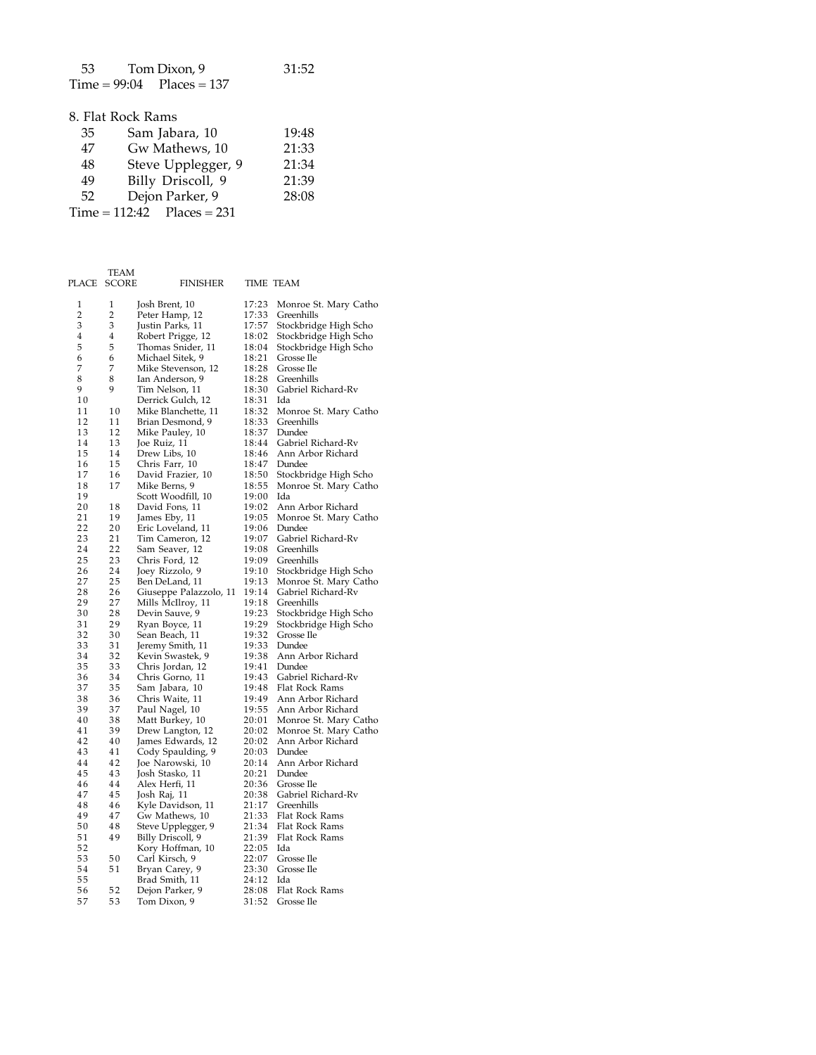| | | |
|---|---|---|
| 53 | Tom Dixon, 9 | 31:52 |

Time = 99:04    Places = 137

8. Flat Rock Rams

| | | |
|---|---|---|
| 35 | Sam Jabara, 10 | 19:48 |
| 47 | Gw Mathews, 10 | 21:33 |
| 48 | Steve Upplegger, 9 | 21:34 |
| 49 | Billy Driscoll, 9 | 21:39 |
| 52 | Dejon Parker, 9 | 28:08 |

Time = 112:42    Places = 231

| PLACE | TEAM SCORE | FINISHER | TIME | TEAM |
|---|---|---|---|---|
| 1 | 1 | Josh Brent, 10 | 17:23 | Monroe St. Mary Catho |
| 2 | 2 | Peter Hamp, 12 | 17:33 | Greenhills |
| 3 | 3 | Justin Parks, 11 | 17:57 | Stockbridge High Scho |
| 4 | 4 | Robert Prigge, 12 | 18:02 | Stockbridge High Scho |
| 5 | 5 | Thomas Snider, 11 | 18:04 | Stockbridge High Scho |
| 6 | 6 | Michael Sitek, 9 | 18:21 | Grosse Ile |
| 7 | 7 | Mike Stevenson, 12 | 18:28 | Grosse Ile |
| 8 | 8 | Ian Anderson, 9 | 18:28 | Greenhills |
| 9 | 9 | Tim Nelson, 11 | 18:30 | Gabriel Richard-Rv |
| 10 | | Derrick Gulch, 12 | 18:31 | Ida |
| 11 | 10 | Mike Blanchette, 11 | 18:32 | Monroe St. Mary Catho |
| 12 | 11 | Brian Desmond, 9 | 18:33 | Greenhills |
| 13 | 12 | Mike Pauley, 10 | 18:37 | Dundee |
| 14 | 13 | Joe Ruiz, 11 | 18:44 | Gabriel Richard-Rv |
| 15 | 14 | Drew Libs, 10 | 18:46 | Ann Arbor Richard |
| 16 | 15 | Chris Farr, 10 | 18:47 | Dundee |
| 17 | 16 | David Frazier, 10 | 18:50 | Stockbridge High Scho |
| 18 | 17 | Mike Berns, 9 | 18:55 | Monroe St. Mary Catho |
| 19 | | Scott Woodfill, 10 | 19:00 | Ida |
| 20 | 18 | David Fons, 11 | 19:02 | Ann Arbor Richard |
| 21 | 19 | James Eby, 11 | 19:05 | Monroe St. Mary Catho |
| 22 | 20 | Eric Loveland, 11 | 19:06 | Dundee |
| 23 | 21 | Tim Cameron, 12 | 19:07 | Gabriel Richard-Rv |
| 24 | 22 | Sam Seaver, 12 | 19:08 | Greenhills |
| 25 | 23 | Chris Ford, 12 | 19:09 | Greenhills |
| 26 | 24 | Joey Rizzolo, 9 | 19:10 | Stockbridge High Scho |
| 27 | 25 | Ben DeLand, 11 | 19:13 | Monroe St. Mary Catho |
| 28 | 26 | Giuseppe Palazzolo, 11 | 19:14 | Gabriel Richard-Rv |
| 29 | 27 | Mills McIlroy, 11 | 19:18 | Greenhills |
| 30 | 28 | Devin Sauve, 9 | 19:23 | Stockbridge High Scho |
| 31 | 29 | Ryan Boyce, 11 | 19:29 | Stockbridge High Scho |
| 32 | 30 | Sean Beach, 11 | 19:32 | Grosse Ile |
| 33 | 31 | Jeremy Smith, 11 | 19:33 | Dundee |
| 34 | 32 | Kevin Swastek, 9 | 19:38 | Ann Arbor Richard |
| 35 | 33 | Chris Jordan, 12 | 19:41 | Dundee |
| 36 | 34 | Chris Gorno, 11 | 19:43 | Gabriel Richard-Rv |
| 37 | 35 | Sam Jabara, 10 | 19:48 | Flat Rock Rams |
| 38 | 36 | Chris Waite, 11 | 19:49 | Ann Arbor Richard |
| 39 | 37 | Paul Nagel, 10 | 19:55 | Ann Arbor Richard |
| 40 | 38 | Matt Burkey, 10 | 20:01 | Monroe St. Mary Catho |
| 41 | 39 | Drew Langton, 12 | 20:02 | Monroe St. Mary Catho |
| 42 | 40 | James Edwards, 12 | 20:02 | Ann Arbor Richard |
| 43 | 41 | Cody Spaulding, 9 | 20:03 | Dundee |
| 44 | 42 | Joe Narowski, 10 | 20:14 | Ann Arbor Richard |
| 45 | 43 | Josh Stasko, 11 | 20:21 | Dundee |
| 46 | 44 | Alex Herfi, 11 | 20:36 | Grosse Ile |
| 47 | 45 | Josh Raj, 11 | 20:38 | Gabriel Richard-Rv |
| 48 | 46 | Kyle Davidson, 11 | 21:17 | Greenhills |
| 49 | 47 | Gw Mathews, 10 | 21:33 | Flat Rock Rams |
| 50 | 48 | Steve Upplegger, 9 | 21:34 | Flat Rock Rams |
| 51 | 49 | Billy Driscoll, 9 | 21:39 | Flat Rock Rams |
| 52 | | Kory Hoffman, 10 | 22:05 | Ida |
| 53 | 50 | Carl Kirsch, 9 | 22:07 | Grosse Ile |
| 54 | 51 | Bryan Carey, 9 | 23:30 | Grosse Ile |
| 55 | | Brad Smith, 11 | 24:12 | Ida |
| 56 | 52 | Dejon Parker, 9 | 28:08 | Flat Rock Rams |
| 57 | 53 | Tom Dixon, 9 | 31:52 | Grosse Ile |